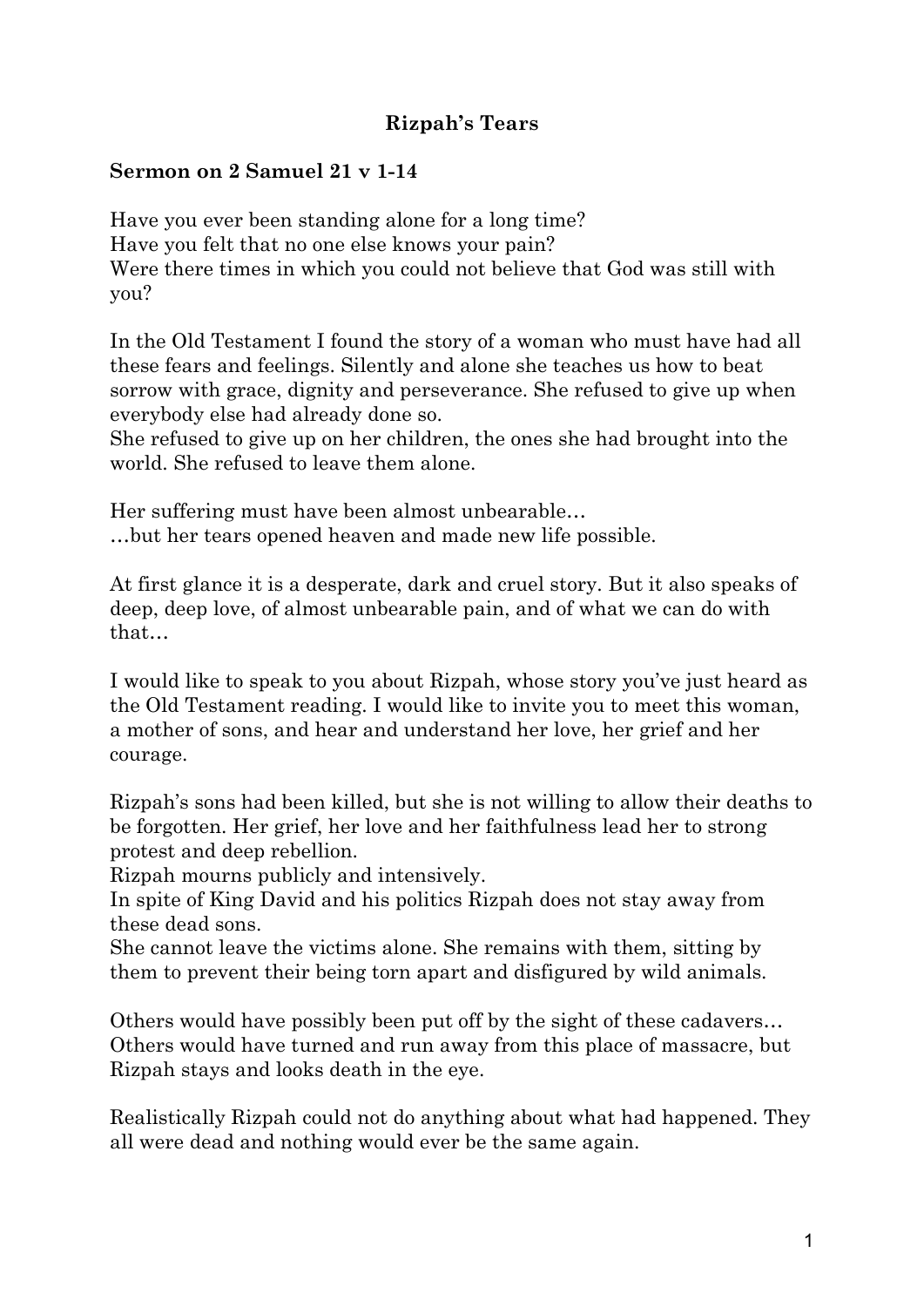# Rizpah's Tears

**Sermon on 2 Samuel 21 v 1-14**

Have you ever been standing alone for a long time?
Have you felt that no one else knows your pain?
Were there times in which you could not believe that God was still with you?

In the Old Testament I found the story of a woman who must have had all these fears and feelings. Silently and alone she teaches us how to beat sorrow with grace, dignity and perseverance. She refused to give up when everybody else had already done so.
She refused to give up on her children, the ones she had brought into the world. She refused to leave them alone.

Her suffering must have been almost unbearable…
…but her tears opened heaven and made new life possible.

At first glance it is a desperate, dark and cruel story. But it also speaks of deep, deep love, of almost unbearable pain, and of what we can do with that…

I would like to speak to you about Rizpah, whose story you've just heard as the Old Testament reading. I would like to invite you to meet this woman, a mother of sons, and hear and understand her love, her grief and her courage.

Rizpah's sons had been killed, but she is not willing to allow their deaths to be forgotten. Her grief, her love and her faithfulness lead her to strong protest and deep rebellion.
Rizpah mourns publicly and intensively.
In spite of King David and his politics Rizpah does not stay away from these dead sons.
She cannot leave the victims alone. She remains with them, sitting by them to prevent their being torn apart and disfigured by wild animals.

Others would have possibly been put off by the sight of these cadavers…
Others would have turned and run away from this place of massacre, but Rizpah stays and looks death in the eye.

Realistically Rizpah could not do anything about what had happened. They all were dead and nothing would ever be the same again.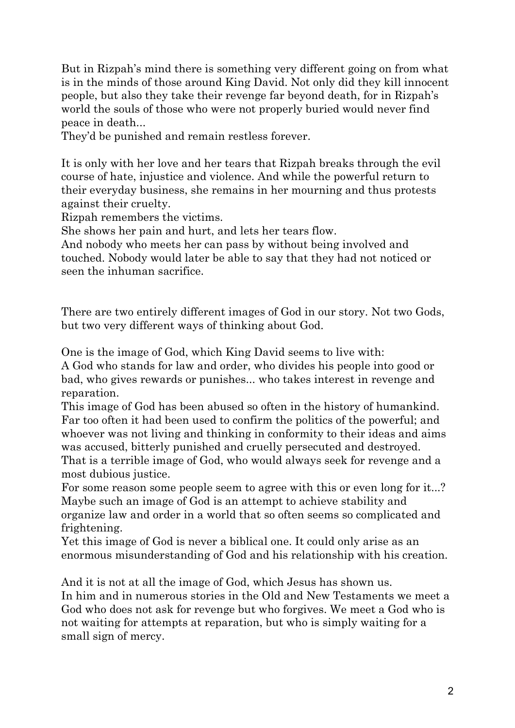But in Rizpah's mind there is something very different going on from what is in the minds of those around King David. Not only did they kill innocent people, but also they take their revenge far beyond death, for in Rizpah's world the souls of those who were not properly buried would never find peace in death...

They'd be punished and remain restless forever.

It is only with her love and her tears that Rizpah breaks through the evil course of hate, injustice and violence. And while the powerful return to their everyday business, she remains in her mourning and thus protests against their cruelty.

Rizpah remembers the victims.

She shows her pain and hurt, and lets her tears flow.

And nobody who meets her can pass by without being involved and touched. Nobody would later be able to say that they had not noticed or seen the inhuman sacrifice.

There are two entirely different images of God in our story. Not two Gods, but two very different ways of thinking about God.

One is the image of God, which King David seems to live with:

A God who stands for law and order, who divides his people into good or bad, who gives rewards or punishes... who takes interest in revenge and reparation.

This image of God has been abused so often in the history of humankind. Far too often it had been used to confirm the politics of the powerful; and whoever was not living and thinking in conformity to their ideas and aims was accused, bitterly punished and cruelly persecuted and destroyed.

That is a terrible image of God, who would always seek for revenge and a most dubious justice.

For some reason some people seem to agree with this or even long for it...?

Maybe such an image of God is an attempt to achieve stability and organize law and order in a world that so often seems so complicated and frightening.

Yet this image of God is never a biblical one. It could only arise as an enormous misunderstanding of God and his relationship with his creation.

And it is not at all the image of God, which Jesus has shown us.

In him and in numerous stories in the Old and New Testaments we meet a God who does not ask for revenge but who forgives. We meet a God who is not waiting for attempts at reparation, but who is simply waiting for a small sign of mercy.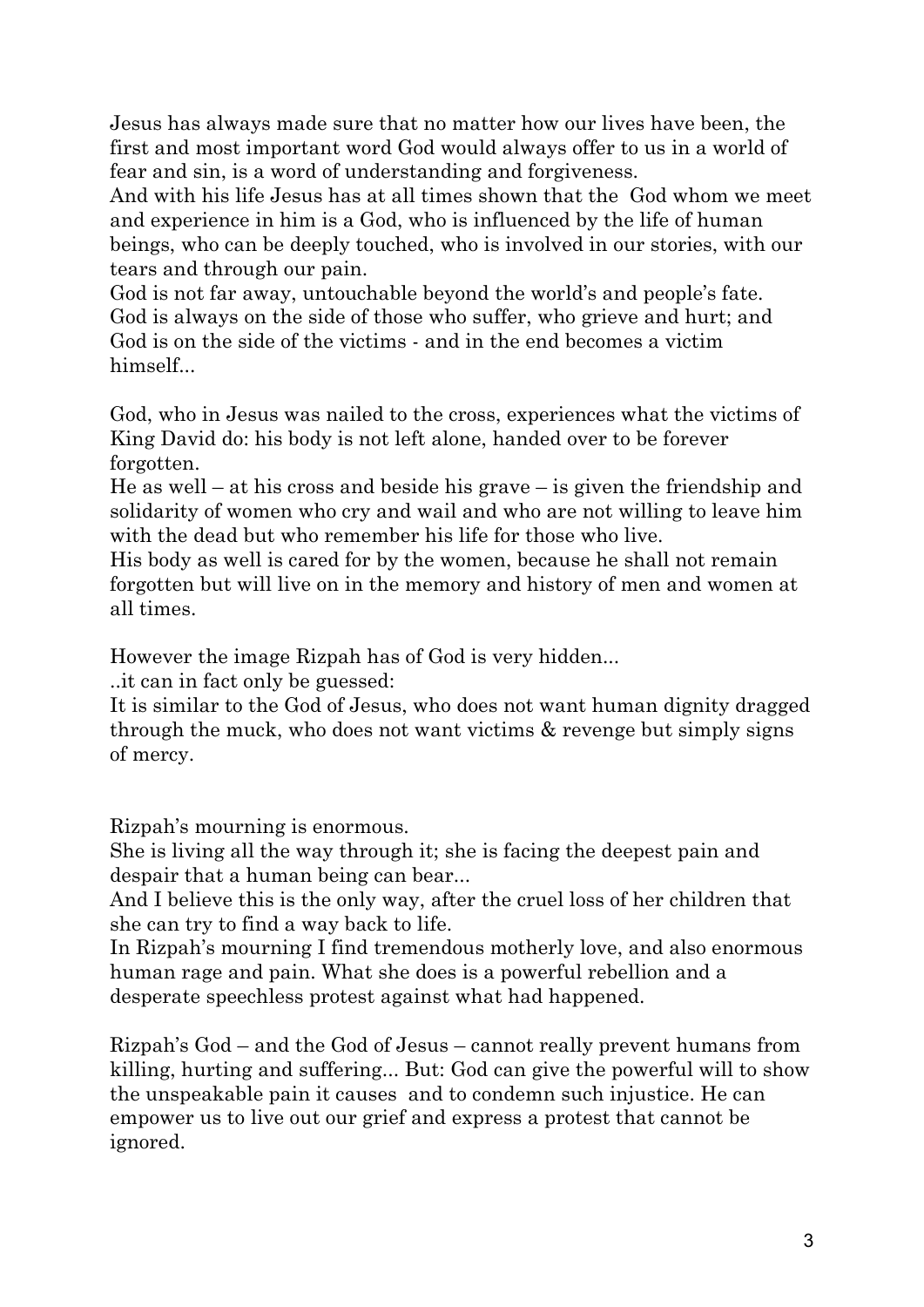Jesus has always made sure that no matter how our lives have been, the first and most important word God would always offer to us in a world of fear and sin, is a word of understanding and forgiveness.
And with his life Jesus has at all times shown that the God whom we meet and experience in him is a God, who is influenced by the life of human beings, who can be deeply touched, who is involved in our stories, with our tears and through our pain.
God is not far away, untouchable beyond the world's and people's fate.
God is always on the side of those who suffer, who grieve and hurt; and God is on the side of the victims - and in the end becomes a victim himself...

God, who in Jesus was nailed to the cross, experiences what the victims of King David do: his body is not left alone, handed over to be forever forgotten.
He as well – at his cross and beside his grave – is given the friendship and solidarity of women who cry and wail and who are not willing to leave him with the dead but who remember his life for those who live.
His body as well is cared for by the women, because he shall not remain forgotten but will live on in the memory and history of men and women at all times.

However the image Rizpah has of God is very hidden...
..it can in fact only be guessed:
It is similar to the God of Jesus, who does not want human dignity dragged through the muck, who does not want victims & revenge but simply signs of mercy.

Rizpah's mourning is enormous.
She is living all the way through it; she is facing the deepest pain and despair that a human being can bear...
And I believe this is the only way, after the cruel loss of her children that she can try to find a way back to life.
In Rizpah's mourning I find tremendous motherly love, and also enormous human rage and pain. What she does is a powerful rebellion and a desperate speechless protest against what had happened.

Rizpah's God – and the God of Jesus – cannot really prevent humans from killing, hurting and suffering... But: God can give the powerful will to show the unspeakable pain it causes and to condemn such injustice. He can empower us to live out our grief and express a protest that cannot be ignored.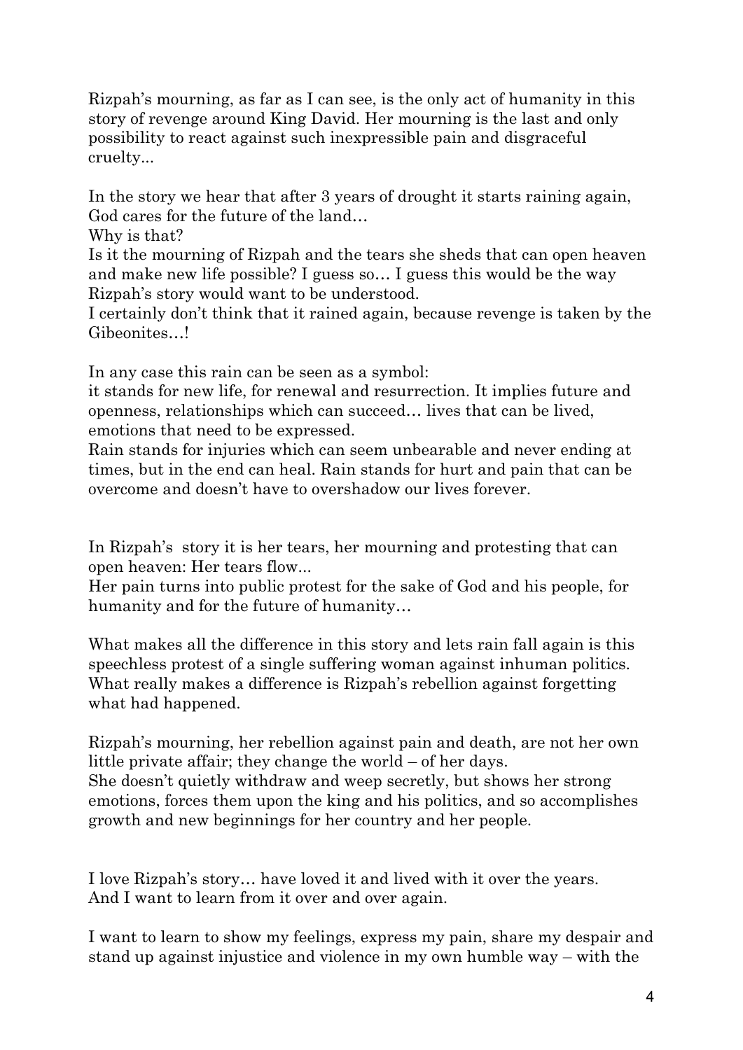Rizpah's mourning, as far as I can see, is the only act of humanity in this story of revenge around King David. Her mourning is the last and only possibility to react against such inexpressible pain and disgraceful cruelty...

In the story we hear that after 3 years of drought it starts raining again, God cares for the future of the land…
Why is that?
Is it the mourning of Rizpah and the tears she sheds that can open heaven and make new life possible? I guess so… I guess this would be the way Rizpah's story would want to be understood.
I certainly don't think that it rained again, because revenge is taken by the Gibeonites…!

In any case this rain can be seen as a symbol:
it stands for new life, for renewal and resurrection. It implies future and openness, relationships which can succeed… lives that can be lived, emotions that need to be expressed.
Rain stands for injuries which can seem unbearable and never ending at times, but in the end can heal. Rain stands for hurt and pain that can be overcome and doesn't have to overshadow our lives forever.

In Rizpah's story it is her tears, her mourning and protesting that can open heaven: Her tears flow...
Her pain turns into public protest for the sake of God and his people, for humanity and for the future of humanity…

What makes all the difference in this story and lets rain fall again is this speechless protest of a single suffering woman against inhuman politics. What really makes a difference is Rizpah's rebellion against forgetting what had happened.

Rizpah's mourning, her rebellion against pain and death, are not her own little private affair; they change the world – of her days.
She doesn't quietly withdraw and weep secretly, but shows her strong emotions, forces them upon the king and his politics, and so accomplishes growth and new beginnings for her country and her people.

I love Rizpah's story… have loved it and lived with it over the years.
And I want to learn from it over and over again.

I want to learn to show my feelings, express my pain, share my despair and stand up against injustice and violence in my own humble way – with the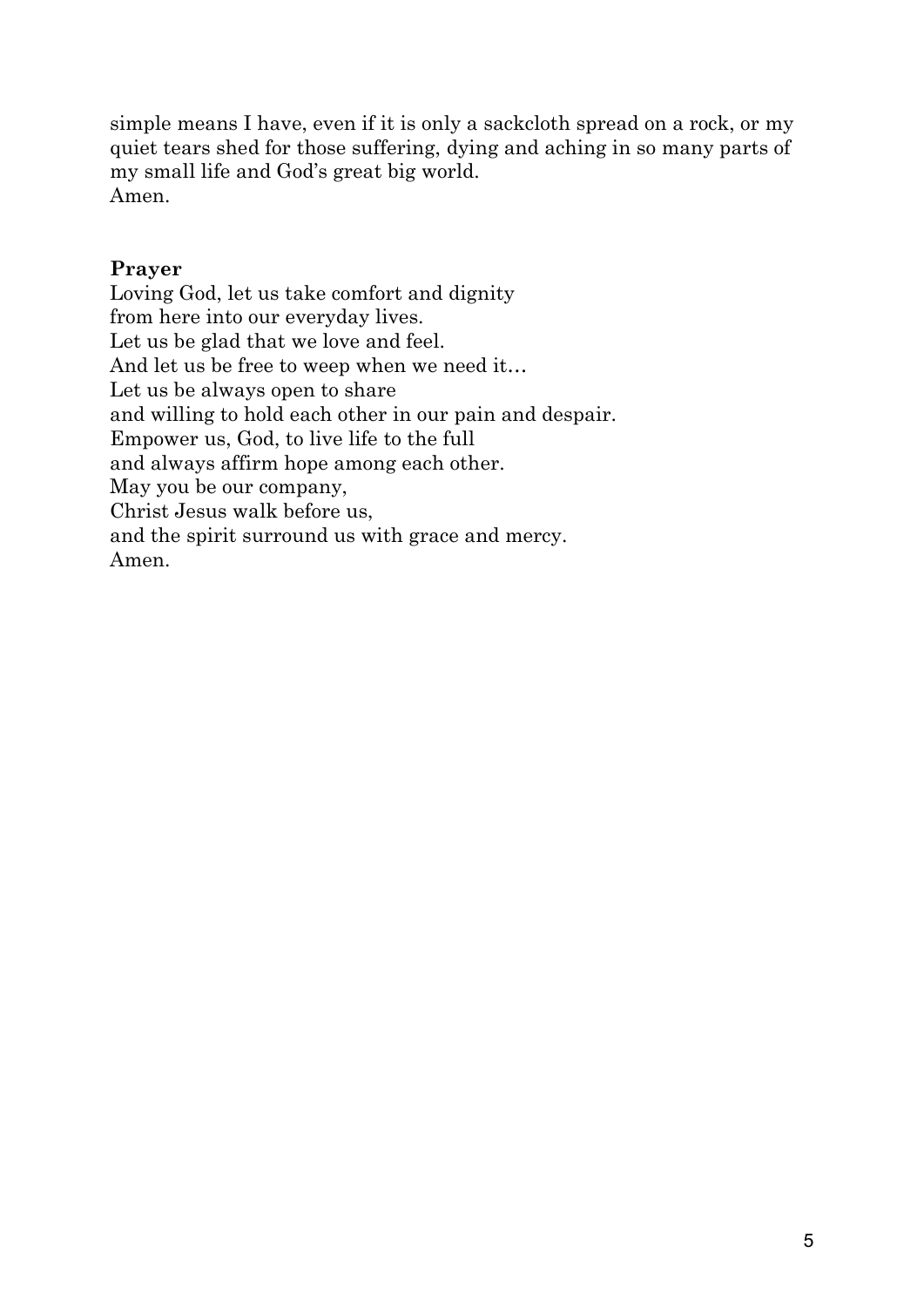simple means I have, even if it is only a sackcloth spread on a rock, or my quiet tears shed for those suffering, dying and aching in so many parts of my small life and God's great big world.
Amen.

**Prayer**

Loving God, let us take comfort and dignity
from here into our everyday lives.
Let us be glad that we love and feel.
And let us be free to weep when we need it…
Let us be always open to share
and willing to hold each other in our pain and despair.
Empower us, God, to live life to the full
and always affirm hope among each other.
May you be our company,
Christ Jesus walk before us,
and the spirit surround us with grace and mercy.
Amen.